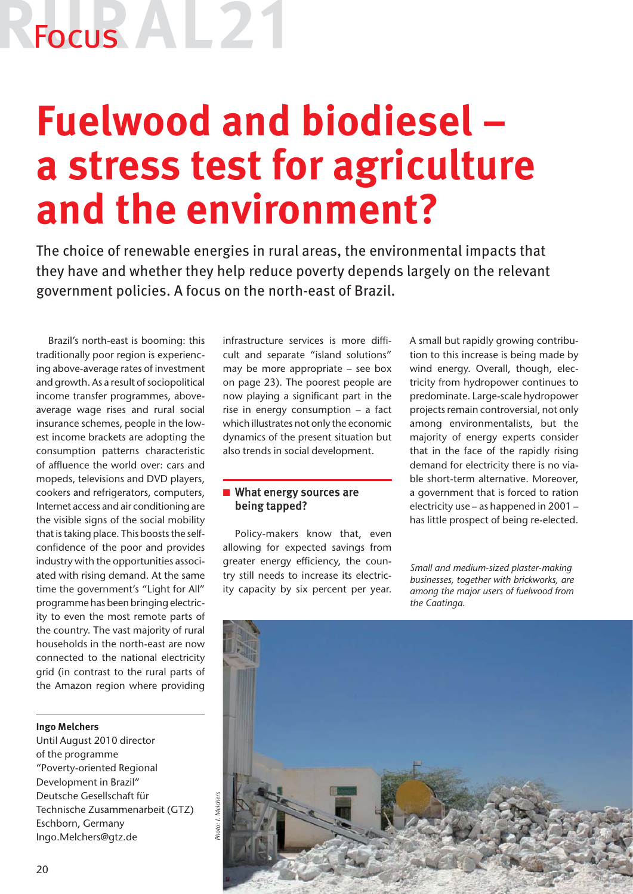Focus

# Fuelwood and biodiesel – a stress test for agriculture and the environment?

The choice of renewable energies in rural areas, the environmental impacts that they have and whether they help reduce poverty depends largely on the relevant government policies. A focus on the north-east of Brazil.

Brazil's north-east is booming: this traditionally poor region is experiencing above-average rates of investment and growth. As a result of sociopolitical income transfer programmes, above-average wage rises and rural social insurance schemes, people in the lowest income brackets are adopting the consumption patterns characteristic of affluence the world over: cars and mopeds, televisions and DVD players, cookers and refrigerators, computers, Internet access and air conditioning are the visible signs of the social mobility that is taking place. This boosts the self-confidence of the poor and provides industry with the opportunities associated with rising demand. At the same time the government's "Light for All" programme has been bringing electricity to even the most remote parts of the country. The vast majority of rural households in the north-east are now connected to the national electricity grid (in contrast to the rural parts of the Amazon region where providing infrastructure services is more difficult and separate "island solutions" may be more appropriate – see box on page 23). The poorest people are now playing a significant part in the rise in energy consumption – a fact which illustrates not only the economic dynamics of the present situation but also trends in social development.

**Ingo Melchers**
Until August 2010 director of the programme "Poverty-oriented Regional Development in Brazil"
Deutsche Gesellschaft für Technische Zusammenarbeit (GTZ)
Eschborn, Germany
Ingo.Melchers@gtz.de

## What energy sources are being tapped?

Policy-makers know that, even allowing for expected savings from greater energy efficiency, the country still needs to increase its electricity capacity by six percent per year. A small but rapidly growing contribution to this increase is being made by wind energy. Overall, though, electricity from hydropower continues to predominate. Large-scale hydropower projects remain controversial, not only among environmentalists, but the majority of energy experts consider that in the face of the rapidly rising demand for electricity there is no viable short-term alternative. Moreover, a government that is forced to ration electricity use – as happened in 2001 – has little prospect of being re-elected.

*Small and medium-sized plaster-making businesses, together with brickworks, are among the major users of fuelwood from the Caatinga.*

*Photo: I. Melchers*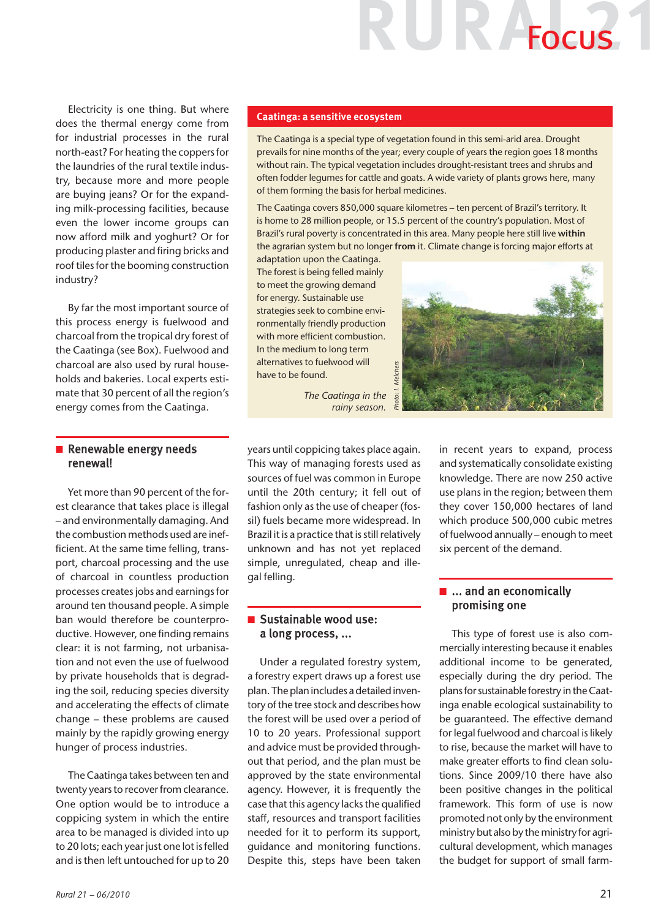Electricity is one thing. But where does the thermal energy come from for industrial processes in the rural north-east? For heating the coppers for the laundries of the rural textile industry, because more and more people are buying jeans? Or for the expanding milk-processing facilities, because even the lower income groups can now afford milk and yoghurt? Or for producing plaster and firing bricks and roof tiles for the booming construction industry?

By far the most important source of this process energy is fuelwood and charcoal from the tropical dry forest of the Caatinga (see Box). Fuelwood and charcoal are also used by rural households and bakeries. Local experts estimate that 30 percent of all the region's energy comes from the Caatinga.

> **Caatinga: a sensitive ecosystem**
>
> The Caatinga is a special type of vegetation found in this semi-arid area. Drought prevails for nine months of the year; every couple of years the region goes 18 months without rain. The typical vegetation includes drought-resistant trees and shrubs and often fodder legumes for cattle and goats. A wide variety of plants grows here, many of them forming the basis for herbal medicines.
>
> The Caatinga covers 850,000 square kilometres – ten percent of Brazil's territory. It is home to 28 million people, or 15.5 percent of the country's population. Most of Brazil's rural poverty is concentrated in this area. Many people here still live **within** the agrarian system but no longer **from** it. Climate change is forcing major efforts at adaptation upon the Caatinga. The forest is being felled mainly to meet the growing demand for energy. Sustainable use strategies seek to combine environmentally friendly production with more efficient combustion. In the medium to long term alternatives to fuelwood will have to be found.
>
> *The Caatinga in the rainy season.*
>
> *Photo: I. Melchers*

## Renewable energy needs renewal!

Yet more than 90 percent of the forest clearance that takes place is illegal – and environmentally damaging. And the combustion methods used are inefficient. At the same time felling, transport, charcoal processing and the use of charcoal in countless production processes creates jobs and earnings for around ten thousand people. A simple ban would therefore be counterproductive. However, one finding remains clear: it is not farming, not urbanisation and not even the use of fuelwood by private households that is degrading the soil, reducing species diversity and accelerating the effects of climate change – these problems are caused mainly by the rapidly growing energy hunger of process industries.

The Caatinga takes between ten and twenty years to recover from clearance. One option would be to introduce a coppicing system in which the entire area to be managed is divided into up to 20 lots; each year just one lot is felled and is then left untouched for up to 20 years until coppicing takes place again. This way of managing forests used as sources of fuel was common in Europe until the 20th century; it fell out of fashion only as the use of cheaper (fossil) fuels became more widespread. In Brazil it is a practice that is still relatively unknown and has not yet replaced simple, unregulated, cheap and illegal felling.

## Sustainable wood use: a long process, ...

Under a regulated forestry system, a forestry expert draws up a forest use plan. The plan includes a detailed inventory of the tree stock and describes how the forest will be used over a period of 10 to 20 years. Professional support and advice must be provided throughout that period, and the plan must be approved by the state environmental agency. However, it is frequently the case that this agency lacks the qualified staff, resources and transport facilities needed for it to perform its support, guidance and monitoring functions. Despite this, steps have been taken in recent years to expand, process and systematically consolidate existing knowledge. There are now 250 active use plans in the region; between them they cover 150,000 hectares of land which produce 500,000 cubic metres of fuelwood annually – enough to meet six percent of the demand.

## ... and an economically promising one

This type of forest use is also commercially interesting because it enables additional income to be generated, especially during the dry period. The plans for sustainable forestry in the Caatinga enable ecological sustainability to be guaranteed. The effective demand for legal fuelwood and charcoal is likely to rise, because the market will have to make greater efforts to find clean solutions. Since 2009/10 there have also been positive changes in the political framework. This form of use is now promoted not only by the environment ministry but also by the ministry for agricultural development, which manages the budget for support of small farm-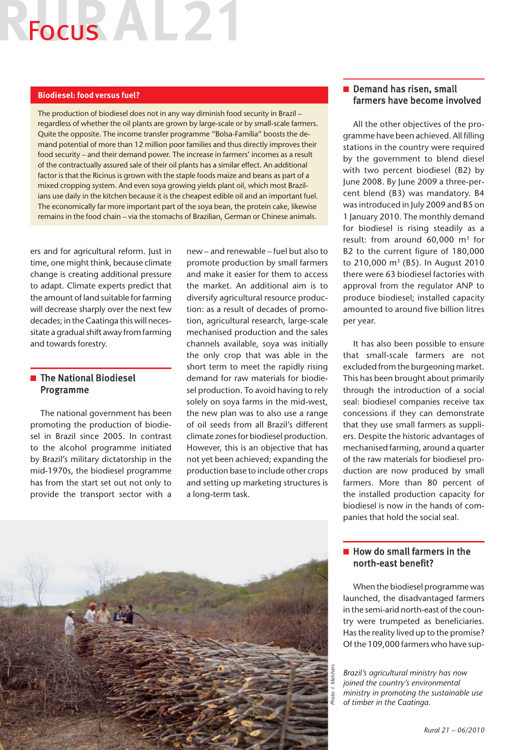## Biodiesel: food versus fuel?

The production of biodiesel does not in any way diminish food security in Brazil – regardless of whether the oil plants are grown by large-scale or by small-scale farmers. Quite the opposite. The income transfer programme "Bolsa-Família" boosts the demand potential of more than 12 million poor families and thus directly improves their food security – and their demand power. The increase in farmers' incomes as a result of the contractually assured sale of their oil plants has a similar effect. An additional factor is that the Ricinus is grown with the staple foods maize and beans as part of a mixed cropping system. And even soya growing yields plant oil, which most Brazilians use daily in the kitchen because it is the cheapest edible oil and an important fuel. The economically far more important part of the soya bean, the protein cake, likewise remains in the food chain – via the stomachs of Brazilian, German or Chinese animals.

ers and for agricultural reform. Just in time, one might think, because climate change is creating additional pressure to adapt. Climate experts predict that the amount of land suitable for farming will decrease sharply over the next few decades; in the Caatinga this will necessitate a gradual shift away from farming and towards forestry.

## The National Biodiesel Programme

The national government has been promoting the production of biodiesel in Brazil since 2005. In contrast to the alcohol programme initiated by Brazil's military dictatorship in the mid-1970s, the biodiesel programme has from the start set out not only to provide the transport sector with a new – and renewable – fuel but also to promote production by small farmers and make it easier for them to access the market. An additional aim is to diversify agricultural resource production: as a result of decades of promotion, agricultural research, large-scale mechanised production and the sales channels available, soya was initially the only crop that was able in the short term to meet the rapidly rising demand for raw materials for biodiesel production. To avoid having to rely solely on soya farms in the mid-west, the new plan was to also use a range of oil seeds from all Brazil's different climate zones for biodiesel production. However, this is an objective that has not yet been achieved; expanding the production base to include other crops and setting up marketing structures is a long-term task.

## Demand has risen, small farmers have become involved

All the other objectives of the programme have been achieved. All filling stations in the country were required by the government to blend diesel with two percent biodiesel (B2) by June 2008. By June 2009 a three-percent blend (B3) was mandatory. B4 was introduced in July 2009 and B5 on 1 January 2010. The monthly demand for biodiesel is rising steadily as a result: from around 60,000 m$^3$ for B2 to the current figure of 180,000 to 210,000 m$^3$ (B5). In August 2010 there were 63 biodiesel factories with approval from the regulator ANP to produce biodiesel; installed capacity amounted to around five billion litres per year.

It has also been possible to ensure that small-scale farmers are not excluded from the burgeoning market. This has been brought about primarily through the introduction of a social seal: biodiesel companies receive tax concessions if they can demonstrate that they use small farmers as suppliers. Despite the historic advantages of mechanised farming, around a quarter of the raw materials for biodiesel production are now produced by small farmers. More than 80 percent of the installed production capacity for biodiesel is now in the hands of companies that hold the social seal.

## How do small farmers in the north-east benefit?

When the biodiesel programme was launched, the disadvantaged farmers in the semi-arid north-east of the country were trumpeted as beneficiaries. Has the reality lived up to the promise? Of the 109,000 farmers who have sup-

Photo: I. Melchers

*Brazil's agricultural ministry has now joined the country's environmental ministry in promoting the sustainable use of timber in the Caatinga.*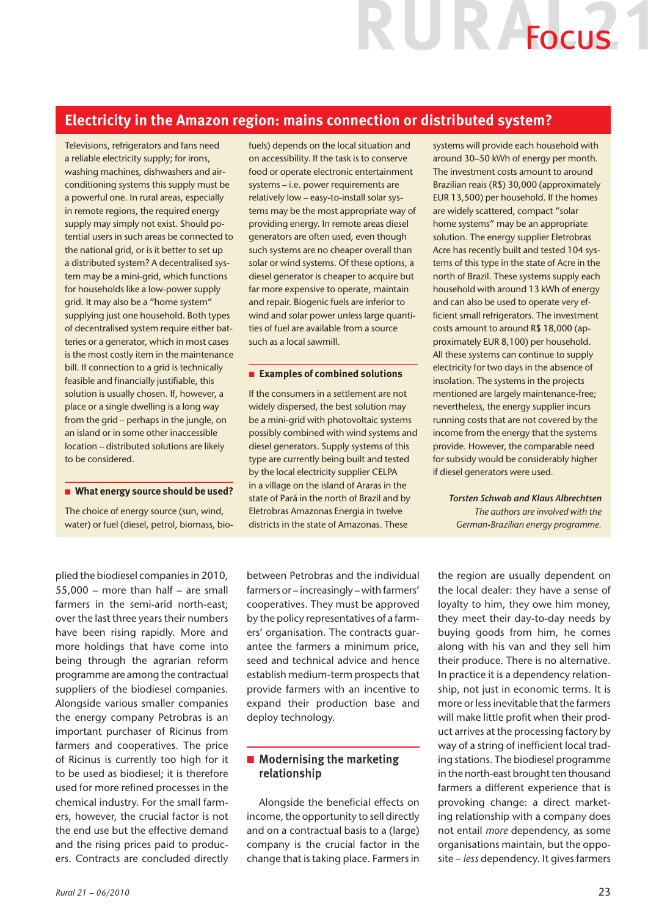## Electricity in the Amazon region: mains connection or distributed system?

Televisions, refrigerators and fans need a reliable electricity supply; for irons, washing machines, dishwashers and air-conditioning systems this supply must be a powerful one. In rural areas, especially in remote regions, the required energy supply may simply not exist. Should potential users in such areas be connected to the national grid, or is it better to set up a distributed system? A decentralised system may be a mini-grid, which functions for households like a low-power supply grid. It may also be a "home system" supplying just one household. Both types of decentralised system require either batteries or a generator, which in most cases is the most costly item in the maintenance bill. If connection to a grid is technically feasible and financially justifiable, this solution is usually chosen. If, however, a place or a single dwelling is a long way from the grid – perhaps in the jungle, on an island or in some other inaccessible location – distributed solutions are likely to be considered.

### What energy source should be used?

The choice of energy source (sun, wind, water) or fuel (diesel, petrol, biomass, biofuels) depends on the local situation and on accessibility. If the task is to conserve food or operate electronic entertainment systems – i.e. power requirements are relatively low – easy-to-install solar systems may be the most appropriate way of providing energy. In remote areas diesel generators are often used, even though such systems are no cheaper overall than solar or wind systems. Of these options, a diesel generator is cheaper to acquire but far more expensive to operate, maintain and repair. Biogenic fuels are inferior to wind and solar power unless large quantities of fuel are available from a source such as a local sawmill.

### Examples of combined solutions

If the consumers in a settlement are not widely dispersed, the best solution may be a mini-grid with photovoltaic systems possibly combined with wind systems and diesel generators. Supply systems of this type are currently being built and tested by the local electricity supplier CELPA in a village on the island of Araras in the state of Pará in the north of Brazil and by Eletrobras Amazonas Energia in twelve districts in the state of Amazonas. These systems will provide each household with around 30–50 kWh of energy per month. The investment costs amount to around Brazilian reais (R$) 30,000 (approximately EUR 13,500) per household. If the homes are widely scattered, compact "solar home systems" may be an appropriate solution. The energy supplier Eletrobras Acre has recently built and tested 104 systems of this type in the state of Acre in the north of Brazil. These systems supply each household with around 13 kWh of energy and can also be used to operate very efficient small refrigerators. The investment costs amount to around R$ 18,000 (approximately EUR 8,100) per household. All these systems can continue to supply electricity for two days in the absence of insolation. The systems in the projects mentioned are largely maintenance-free; nevertheless, the energy supplier incurs running costs that are not covered by the income from the energy that the systems provide. However, the comparable need for subsidy would be considerably higher if diesel generators were used.

***Torsten Schwab and Klaus Albrechtsen***
*The authors are involved with the German-Brazilian energy programme.*

---

plied the biodiesel companies in 2010, 55,000 – more than half – are small farmers in the semi-arid north-east; over the last three years their numbers have been rising rapidly. More and more holdings that have come into being through the agrarian reform programme are among the contractual suppliers of the biodiesel companies. Alongside various smaller companies the energy company Petrobras is an important purchaser of Ricinus from farmers and cooperatives. The price of Ricinus is currently too high for it to be used as biodiesel; it is therefore used for more refined processes in the chemical industry. For the small farmers, however, the crucial factor is not the end use but the effective demand and the rising prices paid to producers. Contracts are concluded directly between Petrobras and the individual farmers or – increasingly – with farmers' cooperatives. They must be approved by the policy representatives of a farmers' organisation. The contracts guarantee the farmers a minimum price, seed and technical advice and hence establish medium-term prospects that provide farmers with an incentive to expand their production base and deploy technology.

### Modernising the marketing relationship

Alongside the beneficial effects on income, the opportunity to sell directly and on a contractual basis to a (large) company is the crucial factor in the change that is taking place. Farmers in the region are usually dependent on the local dealer: they have a sense of loyalty to him, they owe him money, they meet their day-to-day needs by buying goods from him, he comes along with his van and they sell him their produce. There is no alternative. In practice it is a dependency relationship, not just in economic terms. It is more or less inevitable that the farmers will make little profit when their product arrives at the processing factory by way of a string of inefficient local trading stations. The biodiesel programme in the north-east brought ten thousand farmers a different experience that is provoking change: a direct marketing relationship with a company does not entail *more* dependency, as some organisations maintain, but the opposite – *less* dependency. It gives farmers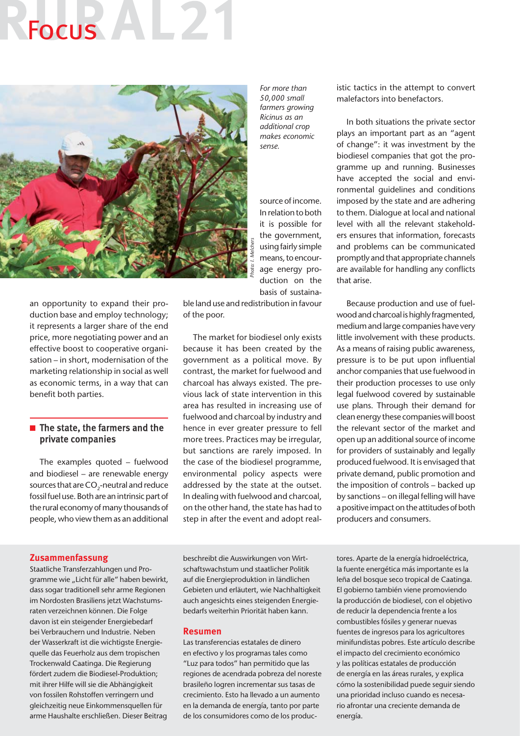*For more than 50,000 small farmers growing Ricinus as an additional crop makes economic sense.*

*Photo: I. Melchers*

an opportunity to expand their production base and employ technology; it represents a larger share of the end price, more negotiating power and an effective boost to cooperative organisation – in short, modernisation of the marketing relationship in social as well as economic terms, in a way that can benefit both parties.

## The state, the farmers and the private companies

The examples quoted – fuelwood and biodiesel – are renewable energy sources that are $CO_2$-neutral and reduce fossil fuel use. Both are an intrinsic part of the rural economy of many thousands of people, who view them as an additional source of income. In relation to both it is possible for the government, using fairly simple means, to encourage energy production on the basis of sustainable land use and redistribution in favour of the poor.

The market for biodiesel only exists because it has been created by the government as a political move. By contrast, the market for fuelwood and charcoal has always existed. The previous lack of state intervention in this area has resulted in increasing use of fuelwood and charcoal by industry and hence in ever greater pressure to fell more trees. Practices may be irregular, but sanctions are rarely imposed. In the case of the biodiesel programme, environmental policy aspects were addressed by the state at the outset. In dealing with fuelwood and charcoal, on the other hand, the state has had to step in after the event and adopt realistic tactics in the attempt to convert malefactors into benefactors.

In both situations the private sector plays an important part as an "agent of change": it was investment by the biodiesel companies that got the programme up and running. Businesses have accepted the social and environmental guidelines and conditions imposed by the state and are adhering to them. Dialogue at local and national level with all the relevant stakeholders ensures that information, forecasts and problems can be communicated promptly and that appropriate channels are available for handling any conflicts that arise.

Because production and use of fuelwood and charcoal is highly fragmented, medium and large companies have very little involvement with these products. As a means of raising public awareness, pressure is to be put upon influential anchor companies that use fuelwood in their production processes to use only legal fuelwood covered by sustainable use plans. Through their demand for clean energy these companies will boost the relevant sector of the market and open up an additional source of income for providers of sustainably and legally produced fuelwood. It is envisaged that private demand, public promotion and the imposition of controls – backed up by sanctions – on illegal felling will have a positive impact on the attitudes of both producers and consumers.

## Zusammenfassung

Staatliche Transferzahlungen und Programme wie „Licht für alle" haben bewirkt, dass sogar traditionell sehr arme Regionen im Nordosten Brasiliens jetzt Wachstumsraten verzeichnen können. Die Folge davon ist ein steigender Energiebedarf bei Verbrauchern und Industrie. Neben der Wasserkraft ist die wichtigste Energiequelle das Feuerholz aus dem tropischen Trockenwald Caatinga. Die Regierung fördert zudem die Biodiesel-Produktion; mit ihrer Hilfe will sie die Abhängigkeit von fossilen Rohstoffen verringern und gleichzeitig neue Einkommensquellen für arme Haushalte erschließen. Dieser Beitrag beschreibt die Auswirkungen von Wirtschaftswachstum und staatlicher Politik auf die Energieproduktion in ländlichen Gebieten und erläutert, wie Nachhaltigkeit auch angesichts eines steigenden Energiebedarfs weiterhin Priorität haben kann.

## Resumen

Las transferencias estatales de dinero en efectivo y los programas tales como "Luz para todos" han permitido que las regiones de acendrada pobreza del noreste brasileño logren incrementar sus tasas de crecimiento. Esto ha llevado a un aumento en la demanda de energía, tanto por parte de los consumidores como de los productores. Aparte de la energía hidroeléctrica, la fuente energética más importante es la leña del bosque seco tropical de Caatinga. El gobierno también viene promoviendo la producción de biodiesel, con el objetivo de reducir la dependencia frente a los combustibles fósiles y generar nuevas fuentes de ingresos para los agricultores minifundistas pobres. Este artículo describe el impacto del crecimiento económico y las políticas estatales de producción de energía en las áreas rurales, y explica cómo la sostenibilidad puede seguir siendo una prioridad incluso cuando es necesario afrontar una creciente demanda de energía.